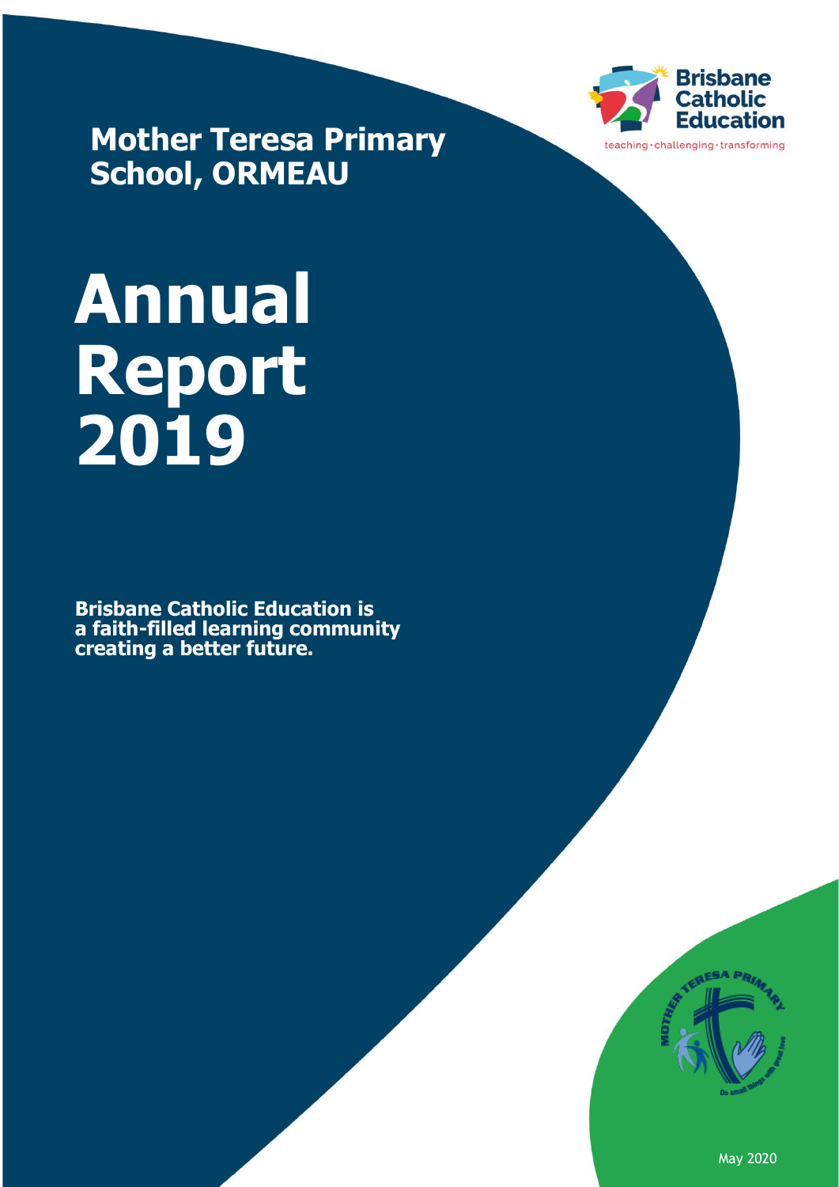# Mother Teresa Primary School, ORMEAU

Brisbane Catholic Education

teaching · challenging · transforming

# Annual Report 2019

**Brisbane Catholic Education is a faith-filled learning community creating a better future.**

May 2020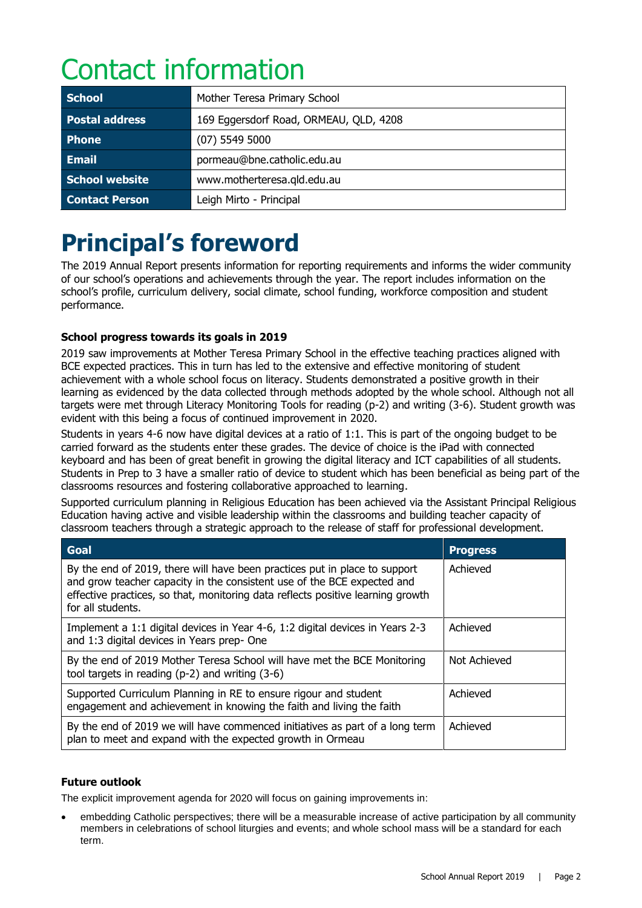# Contact information

| School | Mother Teresa Primary School |
| --- | --- |
| Postal address | 169 Eggersdorf Road, ORMEAU, QLD, 4208 |
| Phone | (07) 5549 5000 |
| Email | pormeau@bne.catholic.edu.au |
| School website | www.motherteresa.qld.edu.au |
| Contact Person | Leigh Mirto - Principal |

# Principal's foreword

The 2019 Annual Report presents information for reporting requirements and informs the wider community of our school's operations and achievements through the year. The report includes information on the school's profile, curriculum delivery, social climate, school funding, workforce composition and student performance.

### School progress towards its goals in 2019

2019 saw improvements at Mother Teresa Primary School in the effective teaching practices aligned with BCE expected practices. This in turn has led to the extensive and effective monitoring of student achievement with a whole school focus on literacy. Students demonstrated a positive growth in their learning as evidenced by the data collected through methods adopted by the whole school. Although not all targets were met through Literacy Monitoring Tools for reading (p-2) and writing (3-6). Student growth was evident with this being a focus of continued improvement in 2020.

Students in years 4-6 now have digital devices at a ratio of 1:1. This is part of the ongoing budget to be carried forward as the students enter these grades. The device of choice is the iPad with connected keyboard and has been of great benefit in growing the digital literacy and ICT capabilities of all students. Students in Prep to 3 have a smaller ratio of device to student which has been beneficial as being part of the classrooms resources and fostering collaborative approached to learning.

Supported curriculum planning in Religious Education has been achieved via the Assistant Principal Religious Education having active and visible leadership within the classrooms and building teacher capacity of classroom teachers through a strategic approach to the release of staff for professional development.

| Goal | Progress |
| --- | --- |
| By the end of 2019, there will have been practices put in place to support and grow teacher capacity in the consistent use of the BCE expected and effective practices, so that, monitoring data reflects positive learning growth for all students. | Achieved |
| Implement a 1:1 digital devices in Year 4-6, 1:2 digital devices in Years 2-3 and 1:3 digital devices in Years prep- One | Achieved |
| By the end of 2019 Mother Teresa School will have met the BCE Monitoring tool targets in reading (p-2) and writing (3-6) | Not Achieved |
| Supported Curriculum Planning in RE to ensure rigour and student engagement and achievement in knowing the faith and living the faith | Achieved |
| By the end of 2019 we will have commenced initiatives as part of a long term plan to meet and expand with the expected growth in Ormeau | Achieved |

### Future outlook

The explicit improvement agenda for 2020 will focus on gaining improvements in:

- embedding Catholic perspectives; there will be a measurable increase of active participation by all community members in celebrations of school liturgies and events; and whole school mass will be a standard for each term.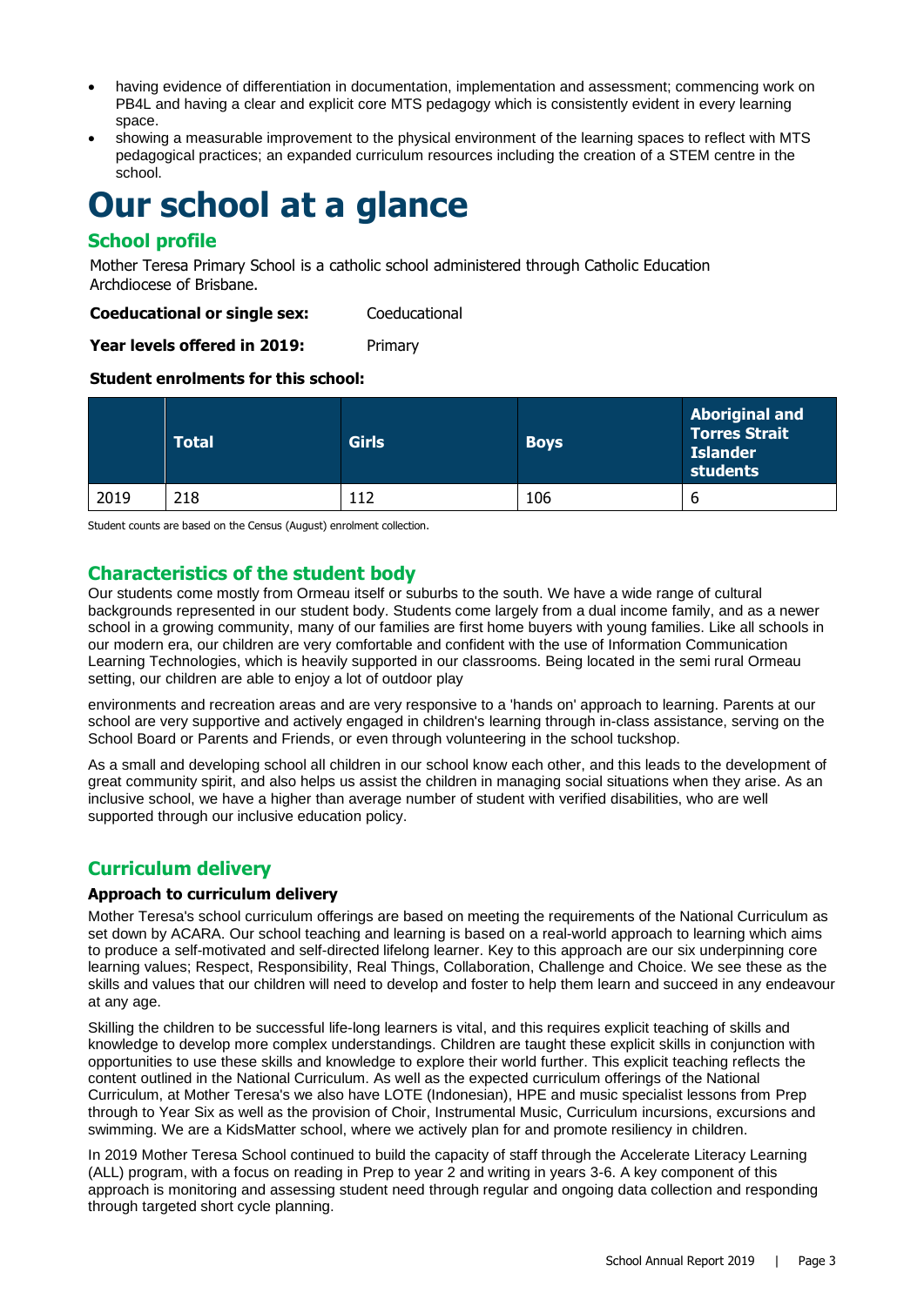- having evidence of differentiation in documentation, implementation and assessment; commencing work on PB4L and having a clear and explicit core MTS pedagogy which is consistently evident in every learning space.
- showing a measurable improvement to the physical environment of the learning spaces to reflect with MTS pedagogical practices; an expanded curriculum resources including the creation of a STEM centre in the school.

# Our school at a glance

## School profile

Mother Teresa Primary School is a catholic school administered through Catholic Education Archdiocese of Brisbane.

**Coeducational or single sex:** Coeducational

**Year levels offered in 2019:** Primary

**Student enrolments for this school:**

| | Total | Girls | Boys | Aboriginal and Torres Strait Islander students |
|---|---|---|---|---|
| 2019 | 218 | 112 | 106 | 6 |

Student counts are based on the Census (August) enrolment collection.

## Characteristics of the student body

Our students come mostly from Ormeau itself or suburbs to the south. We have a wide range of cultural backgrounds represented in our student body. Students come largely from a dual income family, and as a newer school in a growing community, many of our families are first home buyers with young families. Like all schools in our modern era, our children are very comfortable and confident with the use of Information Communication Learning Technologies, which is heavily supported in our classrooms. Being located in the semi rural Ormeau setting, our children are able to enjoy a lot of outdoor play environments and recreation areas and are very responsive to a 'hands on' approach to learning. Parents at our school are very supportive and actively engaged in children's learning through in-class assistance, serving on the School Board or Parents and Friends, or even through volunteering in the school tuckshop.

As a small and developing school all children in our school know each other, and this leads to the development of great community spirit, and also helps us assist the children in managing social situations when they arise. As an inclusive school, we have a higher than average number of student with verified disabilities, who are well supported through our inclusive education policy.

## Curriculum delivery

### Approach to curriculum delivery

Mother Teresa's school curriculum offerings are based on meeting the requirements of the National Curriculum as set down by ACARA. Our school teaching and learning is based on a real-world approach to learning which aims to produce a self-motivated and self-directed lifelong learner. Key to this approach are our six underpinning core learning values; Respect, Responsibility, Real Things, Collaboration, Challenge and Choice. We see these as the skills and values that our children will need to develop and foster to help them learn and succeed in any endeavour at any age.

Skilling the children to be successful life-long learners is vital, and this requires explicit teaching of skills and knowledge to develop more complex understandings. Children are taught these explicit skills in conjunction with opportunities to use these skills and knowledge to explore their world further. This explicit teaching reflects the content outlined in the National Curriculum. As well as the expected curriculum offerings of the National Curriculum, at Mother Teresa's we also have LOTE (Indonesian), HPE and music specialist lessons from Prep through to Year Six as well as the provision of Choir, Instrumental Music, Curriculum incursions, excursions and swimming. We are a KidsMatter school, where we actively plan for and promote resiliency in children.

In 2019 Mother Teresa School continued to build the capacity of staff through the Accelerate Literacy Learning (ALL) program, with a focus on reading in Prep to year 2 and writing in years 3-6. A key component of this approach is monitoring and assessing student need through regular and ongoing data collection and responding through targeted short cycle planning.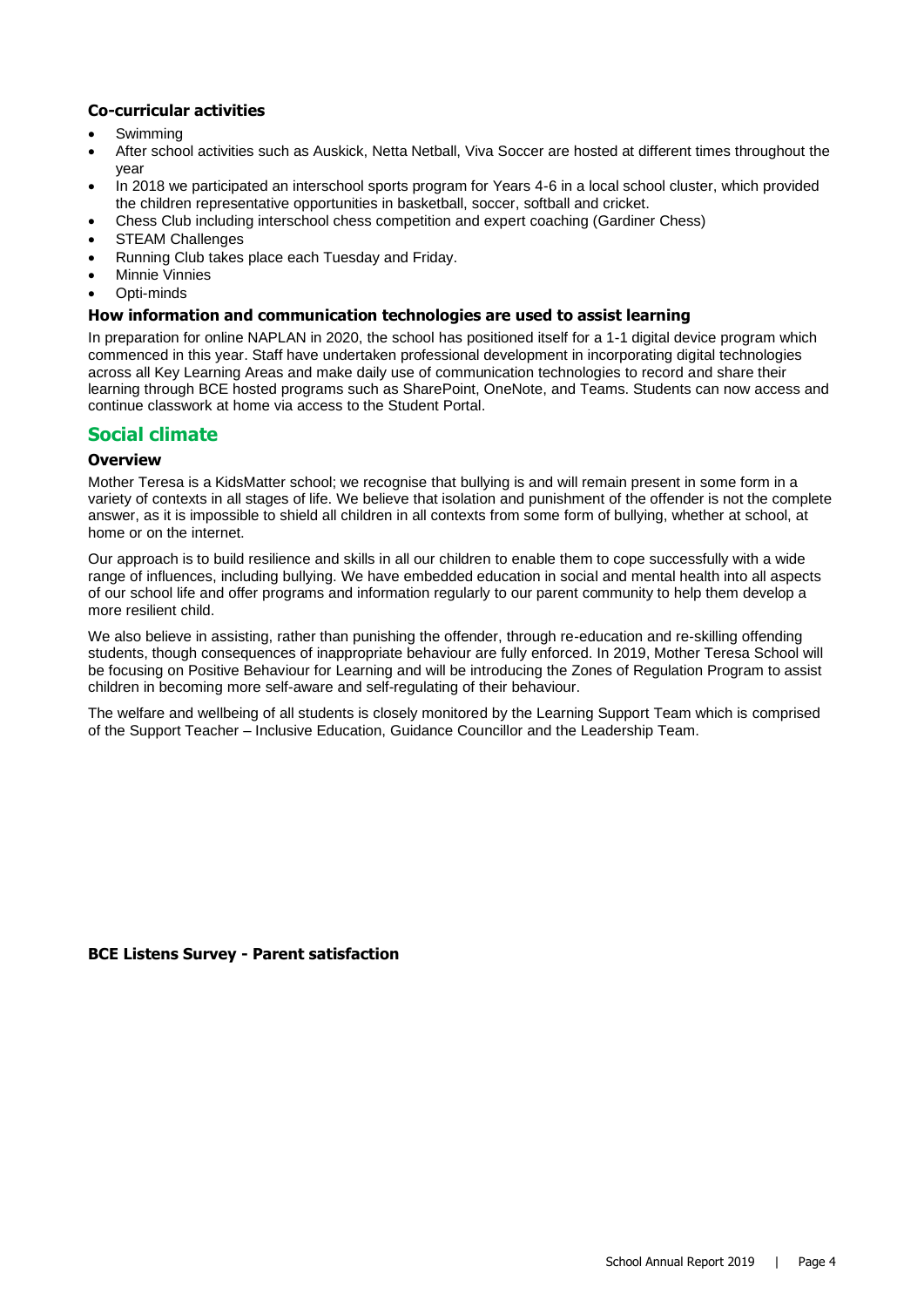### Co-curricular activities

- Swimming
- After school activities such as Auskick, Netta Netball, Viva Soccer are hosted at different times throughout the year
- In 2018 we participated an interschool sports program for Years 4-6 in a local school cluster, which provided the children representative opportunities in basketball, soccer, softball and cricket.
- Chess Club including interschool chess competition and expert coaching (Gardiner Chess)
- STEAM Challenges
- Running Club takes place each Tuesday and Friday.
- Minnie Vinnies
- Opti-minds

### How information and communication technologies are used to assist learning

In preparation for online NAPLAN in 2020, the school has positioned itself for a 1-1 digital device program which commenced in this year. Staff have undertaken professional development in incorporating digital technologies across all Key Learning Areas and make daily use of communication technologies to record and share their learning through BCE hosted programs such as SharePoint, OneNote, and Teams. Students can now access and continue classwork at home via access to the Student Portal.

## Social climate

### Overview

Mother Teresa is a KidsMatter school; we recognise that bullying is and will remain present in some form in a variety of contexts in all stages of life. We believe that isolation and punishment of the offender is not the complete answer, as it is impossible to shield all children in all contexts from some form of bullying, whether at school, at home or on the internet.

Our approach is to build resilience and skills in all our children to enable them to cope successfully with a wide range of influences, including bullying. We have embedded education in social and mental health into all aspects of our school life and offer programs and information regularly to our parent community to help them develop a more resilient child.

We also believe in assisting, rather than punishing the offender, through re-education and re-skilling offending students, though consequences of inappropriate behaviour are fully enforced. In 2019, Mother Teresa School will be focusing on Positive Behaviour for Learning and will be introducing the Zones of Regulation Program to assist children in becoming more self-aware and self-regulating of their behaviour.

The welfare and wellbeing of all students is closely monitored by the Learning Support Team which is comprised of the Support Teacher – Inclusive Education, Guidance Councillor and the Leadership Team.

### BCE Listens Survey - Parent satisfaction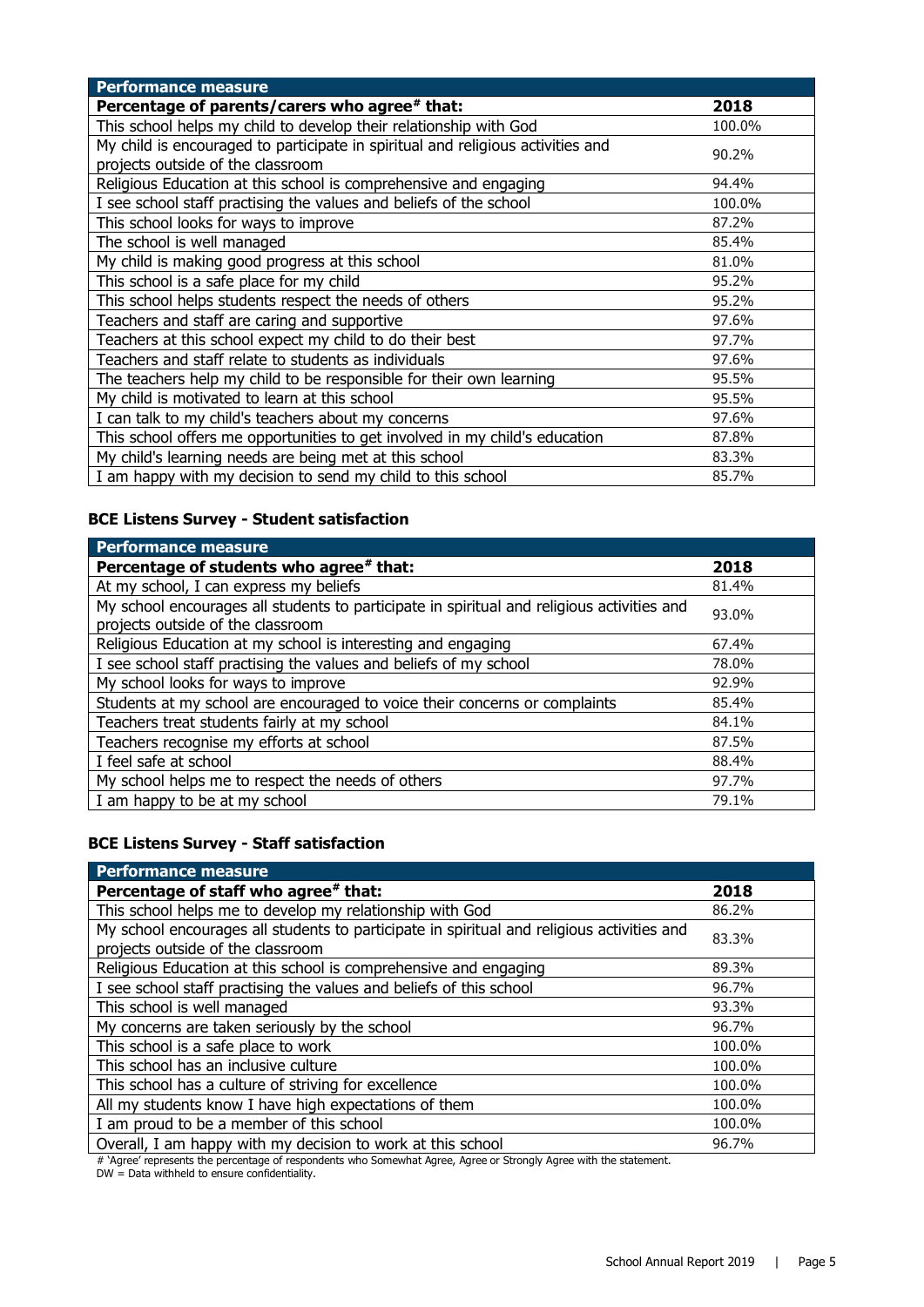| Performance measure | |
|---|---|
| **Percentage of parents/carers who agree# that:** | **2018** |
| This school helps my child to develop their relationship with God | 100.0% |
| My child is encouraged to participate in spiritual and religious activities and projects outside of the classroom | 90.2% |
| Religious Education at this school is comprehensive and engaging | 94.4% |
| I see school staff practising the values and beliefs of the school | 100.0% |
| This school looks for ways to improve | 87.2% |
| The school is well managed | 85.4% |
| My child is making good progress at this school | 81.0% |
| This school is a safe place for my child | 95.2% |
| This school helps students respect the needs of others | 95.2% |
| Teachers and staff are caring and supportive | 97.6% |
| Teachers at this school expect my child to do their best | 97.7% |
| Teachers and staff relate to students as individuals | 97.6% |
| The teachers help my child to be responsible for their own learning | 95.5% |
| My child is motivated to learn at this school | 95.5% |
| I can talk to my child's teachers about my concerns | 97.6% |
| This school offers me opportunities to get involved in my child's education | 87.8% |
| My child's learning needs are being met at this school | 83.3% |
| I am happy with my decision to send my child to this school | 85.7% |

### BCE Listens Survey - Student satisfaction

| Performance measure | |
|---|---|
| **Percentage of students who agree# that:** | **2018** |
| At my school, I can express my beliefs | 81.4% |
| My school encourages all students to participate in spiritual and religious activities and projects outside of the classroom | 93.0% |
| Religious Education at my school is interesting and engaging | 67.4% |
| I see school staff practising the values and beliefs of my school | 78.0% |
| My school looks for ways to improve | 92.9% |
| Students at my school are encouraged to voice their concerns or complaints | 85.4% |
| Teachers treat students fairly at my school | 84.1% |
| Teachers recognise my efforts at school | 87.5% |
| I feel safe at school | 88.4% |
| My school helps me to respect the needs of others | 97.7% |
| I am happy to be at my school | 79.1% |

### BCE Listens Survey - Staff satisfaction

| Performance measure | |
|---|---|
| **Percentage of staff who agree# that:** | **2018** |
| This school helps me to develop my relationship with God | 86.2% |
| My school encourages all students to participate in spiritual and religious activities and projects outside of the classroom | 83.3% |
| Religious Education at this school is comprehensive and engaging | 89.3% |
| I see school staff practising the values and beliefs of this school | 96.7% |
| This school is well managed | 93.3% |
| My concerns are taken seriously by the school | 96.7% |
| This school is a safe place to work | 100.0% |
| This school has an inclusive culture | 100.0% |
| This school has a culture of striving for excellence | 100.0% |
| All my students know I have high expectations of them | 100.0% |
| I am proud to be a member of this school | 100.0% |
| Overall, I am happy with my decision to work at this school | 96.7% |

# 'Agree' represents the percentage of respondents who Somewhat Agree, Agree or Strongly Agree with the statement.
DW = Data withheld to ensure confidentiality.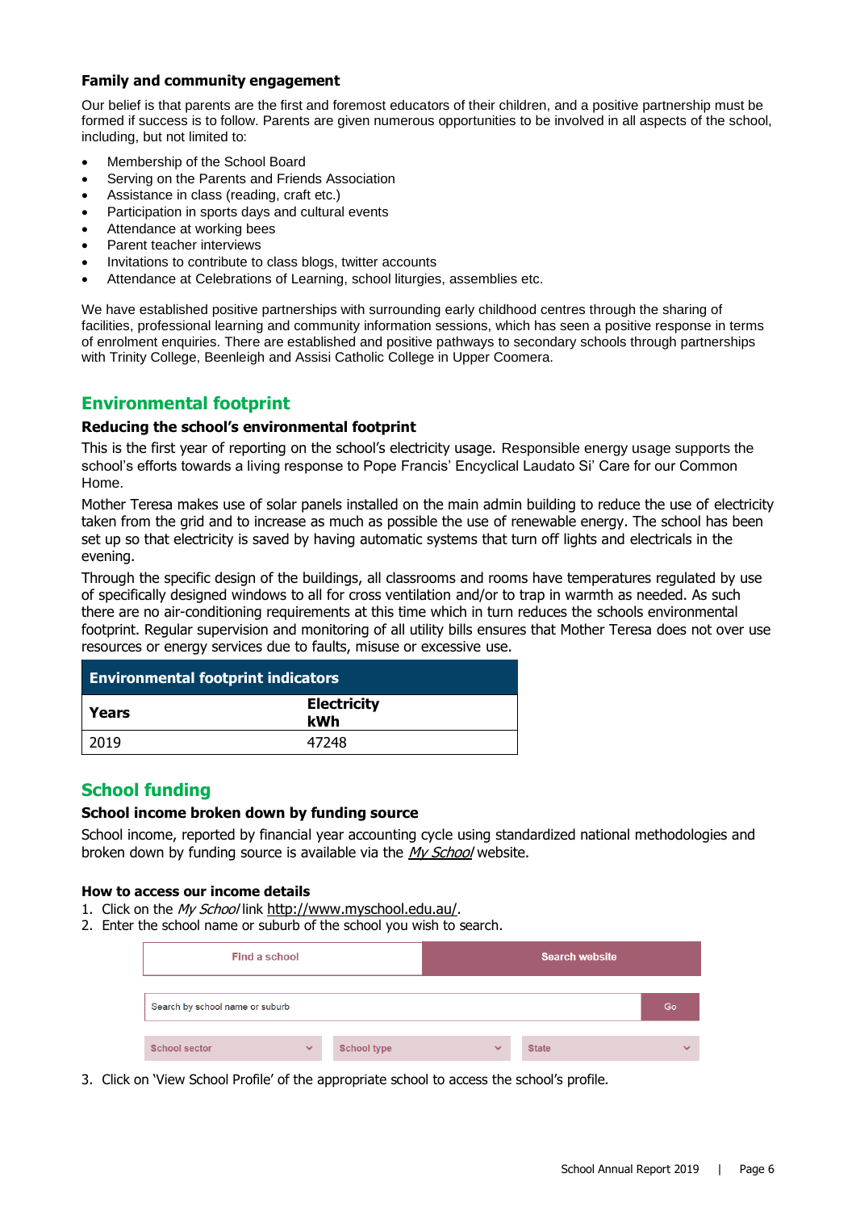### Family and community engagement

Our belief is that parents are the first and foremost educators of their children, and a positive partnership must be formed if success is to follow. Parents are given numerous opportunities to be involved in all aspects of the school, including, but not limited to:

- Membership of the School Board
- Serving on the Parents and Friends Association
- Assistance in class (reading, craft etc.)
- Participation in sports days and cultural events
- Attendance at working bees
- Parent teacher interviews
- Invitations to contribute to class blogs, twitter accounts
- Attendance at Celebrations of Learning, school liturgies, assemblies etc.

We have established positive partnerships with surrounding early childhood centres through the sharing of facilities, professional learning and community information sessions, which has seen a positive response in terms of enrolment enquiries. There are established and positive pathways to secondary schools through partnerships with Trinity College, Beenleigh and Assisi Catholic College in Upper Coomera.

## Environmental footprint

### Reducing the school's environmental footprint

This is the first year of reporting on the school's electricity usage. Responsible energy usage supports the school's efforts towards a living response to Pope Francis' Encyclical Laudato Si' Care for our Common Home.

Mother Teresa makes use of solar panels installed on the main admin building to reduce the use of electricity taken from the grid and to increase as much as possible the use of renewable energy. The school has been set up so that electricity is saved by having automatic systems that turn off lights and electricals in the evening.

Through the specific design of the buildings, all classrooms and rooms have temperatures regulated by use of specifically designed windows to all for cross ventilation and/or to trap in warmth as needed. As such there are no air-conditioning requirements at this time which in turn reduces the schools environmental footprint. Regular supervision and monitoring of all utility bills ensures that Mother Teresa does not over use resources or energy services due to faults, misuse or excessive use.

| Environmental footprint indicators | |
|---|---|
| **Years** | **Electricity kWh** |
| 2019 | 47248 |

## School funding

### School income broken down by funding source

School income, reported by financial year accounting cycle using standardized national methodologies and broken down by funding source is available via the *My School* website.

### How to access our income details

1. Click on the *My School* link http://www.myschool.edu.au/.
2. Enter the school name or suburb of the school you wish to search.

| Find a school | Search website |
|---|---|
| Search by school name or suburb | Go |
| School sector | School type | State |

3. Click on 'View School Profile' of the appropriate school to access the school's profile.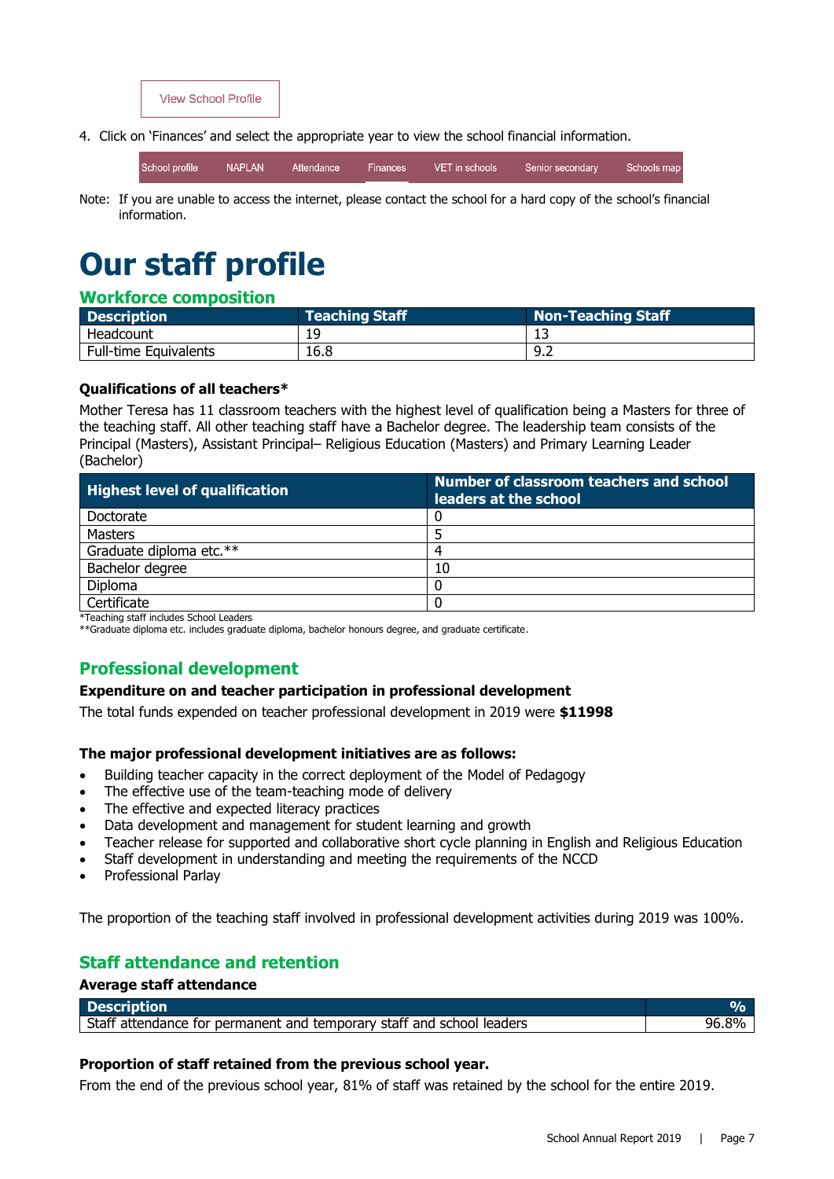View School Profile

4. Click on 'Finances' and select the appropriate year to view the school financial information.

School profile | NAPLAN | Attendance | Finances | VET in schools | Senior secondary | Schools map

Note: If you are unable to access the internet, please contact the school for a hard copy of the school's financial information.

# Our staff profile

## Workforce composition

| Description | Teaching Staff | Non-Teaching Staff |
|---|---|---|
| Headcount | 19 | 13 |
| Full-time Equivalents | 16.8 | 9.2 |

### Qualifications of all teachers*

Mother Teresa has 11 classroom teachers with the highest level of qualification being a Masters for three of the teaching staff. All other teaching staff have a Bachelor degree. The leadership team consists of the Principal (Masters), Assistant Principal– Religious Education (Masters) and Primary Learning Leader (Bachelor)

| Highest level of qualification | Number of classroom teachers and school leaders at the school |
|---|---|
| Doctorate | 0 |
| Masters | 5 |
| Graduate diploma etc.** | 4 |
| Bachelor degree | 10 |
| Diploma | 0 |
| Certificate | 0 |

*Teaching staff includes School Leaders
**Graduate diploma etc. includes graduate diploma, bachelor honours degree, and graduate certificate.

## Professional development

### Expenditure on and teacher participation in professional development

The total funds expended on teacher professional development in 2019 were **$11998**

### The major professional development initiatives are as follows:

- Building teacher capacity in the correct deployment of the Model of Pedagogy
- The effective use of the team-teaching mode of delivery
- The effective and expected literacy practices
- Data development and management for student learning and growth
- Teacher release for supported and collaborative short cycle planning in English and Religious Education
- Staff development in understanding and meeting the requirements of the NCCD
- Professional Parlay

The proportion of the teaching staff involved in professional development activities during 2019 was 100%.

## Staff attendance and retention

### Average staff attendance

| Description | % |
|---|---|
| Staff attendance for permanent and temporary staff and school leaders | 96.8% |

### Proportion of staff retained from the previous school year.

From the end of the previous school year, 81% of staff was retained by the school for the entire 2019.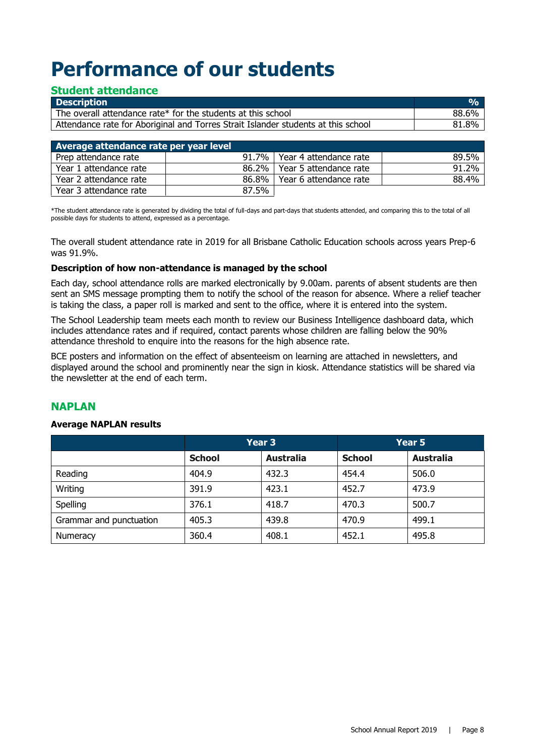# Performance of our students

## Student attendance

| Description | % |
|---|---|
| The overall attendance rate* for the students at this school | 88.6% |
| Attendance rate for Aboriginal and Torres Strait Islander students at this school | 81.8% |

| Average attendance rate per year level | | | |
|---|---|---|---|
| Prep attendance rate | 91.7% | Year 4 attendance rate | 89.5% |
| Year 1 attendance rate | 86.2% | Year 5 attendance rate | 91.2% |
| Year 2 attendance rate | 86.8% | Year 6 attendance rate | 88.4% |
| Year 3 attendance rate | 87.5% | | |

*The student attendance rate is generated by dividing the total of full-days and part-days that students attended, and comparing this to the total of all possible days for students to attend, expressed as a percentage.

The overall student attendance rate in 2019 for all Brisbane Catholic Education schools across years Prep-6 was 91.9%.

**Description of how non-attendance is managed by the school**

Each day, school attendance rolls are marked electronically by 9.00am. parents of absent students are then sent an SMS message prompting them to notify the school of the reason for absence. Where a relief teacher is taking the class, a paper roll is marked and sent to the office, where it is entered into the system.

The School Leadership team meets each month to review our Business Intelligence dashboard data, which includes attendance rates and if required, contact parents whose children are falling below the 90% attendance threshold to enquire into the reasons for the high absence rate.

BCE posters and information on the effect of absenteeism on learning are attached in newsletters, and displayed around the school and prominently near the sign in kiosk. Attendance statistics will be shared via the newsletter at the end of each term.

## NAPLAN

**Average NAPLAN results**

| | Year 3 | | Year 5 | |
|---|---|---|---|---|
| | **School** | **Australia** | **School** | **Australia** |
| Reading | 404.9 | 432.3 | 454.4 | 506.0 |
| Writing | 391.9 | 423.1 | 452.7 | 473.9 |
| Spelling | 376.1 | 418.7 | 470.3 | 500.7 |
| Grammar and punctuation | 405.3 | 439.8 | 470.9 | 499.1 |
| Numeracy | 360.4 | 408.1 | 452.1 | 495.8 |